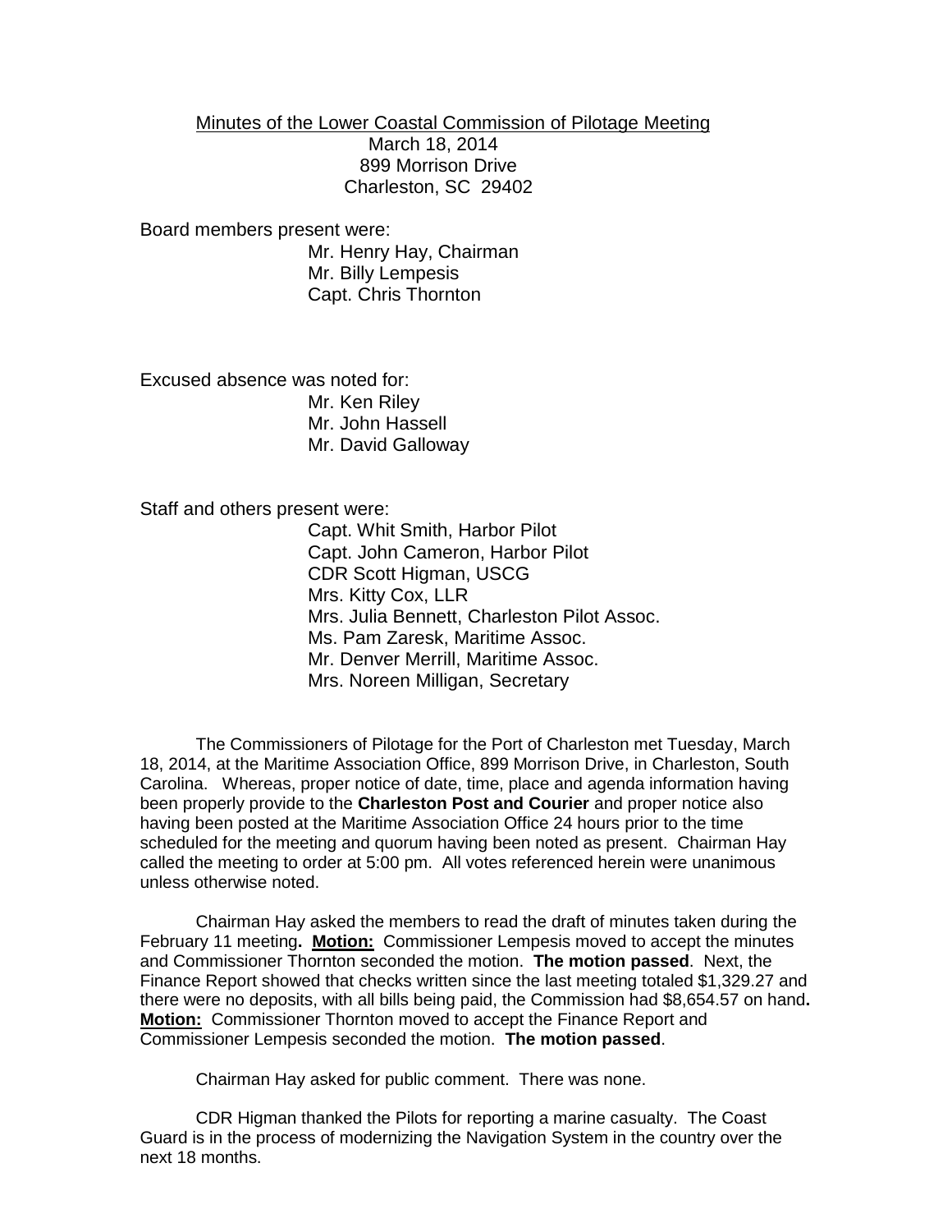Minutes of the Lower Coastal Commission of Pilotage Meeting

March 18, 2014
899 Morrison Drive
Charleston, SC 29402

Board members present were:

Mr. Henry Hay, Chairman
Mr. Billy Lempesis
Capt. Chris Thornton

Excused absence was noted for:

Mr. Ken Riley
Mr. John Hassell
Mr. David Galloway

Staff and others present were:

Capt. Whit Smith, Harbor Pilot
Capt. John Cameron, Harbor Pilot
CDR Scott Higman, USCG
Mrs. Kitty Cox, LLR
Mrs. Julia Bennett, Charleston Pilot Assoc.
Ms. Pam Zaresk, Maritime Assoc.
Mr. Denver Merrill, Maritime Assoc.
Mrs. Noreen Milligan, Secretary

The Commissioners of Pilotage for the Port of Charleston met Tuesday, March 18, 2014, at the Maritime Association Office, 899 Morrison Drive, in Charleston, South Carolina. Whereas, proper notice of date, time, place and agenda information having been properly provide to the **Charleston Post and Courier** and proper notice also having been posted at the Maritime Association Office 24 hours prior to the time scheduled for the meeting and quorum having been noted as present. Chairman Hay called the meeting to order at 5:00 pm. All votes referenced herein were unanimous unless otherwise noted.

Chairman Hay asked the members to read the draft of minutes taken during the February 11 meeting**. Motion:** Commissioner Lempesis moved to accept the minutes and Commissioner Thornton seconded the motion. **The motion passed**. Next, the Finance Report showed that checks written since the last meeting totaled $1,329.27 and there were no deposits, with all bills being paid, the Commission had $8,654.57 on hand**. Motion:** Commissioner Thornton moved to accept the Finance Report and Commissioner Lempesis seconded the motion. **The motion passed**.

Chairman Hay asked for public comment. There was none.

CDR Higman thanked the Pilots for reporting a marine casualty. The Coast Guard is in the process of modernizing the Navigation System in the country over the next 18 months.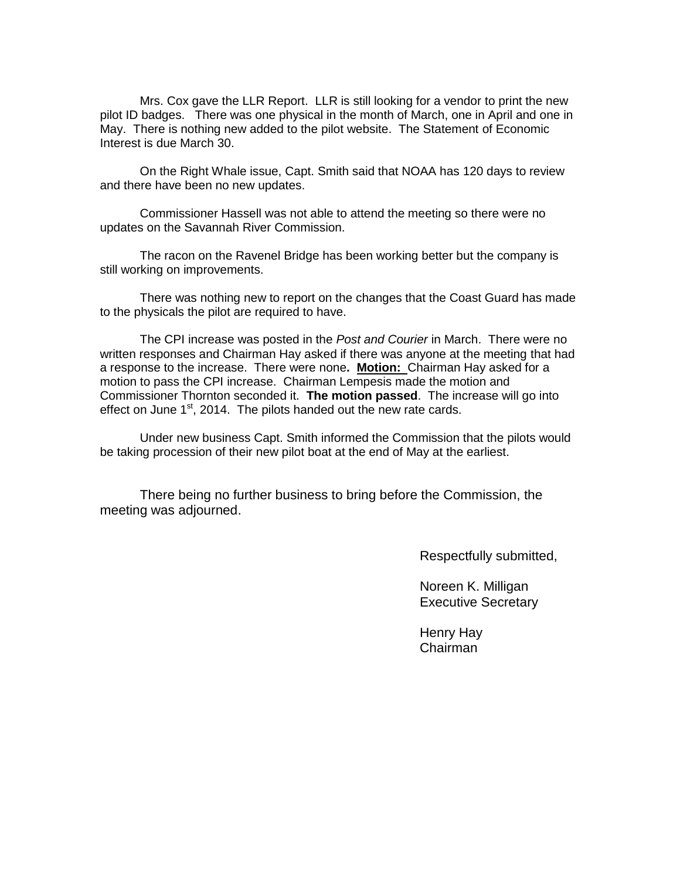Mrs. Cox gave the LLR Report. LLR is still looking for a vendor to print the new pilot ID badges. There was one physical in the month of March, one in April and one in May. There is nothing new added to the pilot website. The Statement of Economic Interest is due March 30.

On the Right Whale issue, Capt. Smith said that NOAA has 120 days to review and there have been no new updates.

Commissioner Hassell was not able to attend the meeting so there were no updates on the Savannah River Commission.

The racon on the Ravenel Bridge has been working better but the company is still working on improvements.

There was nothing new to report on the changes that the Coast Guard has made to the physicals the pilot are required to have.

The CPI increase was posted in the *Post and Courier* in March. There were no written responses and Chairman Hay asked if there was anyone at the meeting that had a response to the increase. There were none**. Motion:** Chairman Hay asked for a motion to pass the CPI increase. Chairman Lempesis made the motion and Commissioner Thornton seconded it. **The motion passed**. The increase will go into effect on June 1st, 2014. The pilots handed out the new rate cards.

Under new business Capt. Smith informed the Commission that the pilots would be taking procession of their new pilot boat at the end of May at the earliest.

There being no further business to bring before the Commission, the meeting was adjourned.

Respectfully submitted,

Noreen K. Milligan
Executive Secretary

Henry Hay
Chairman